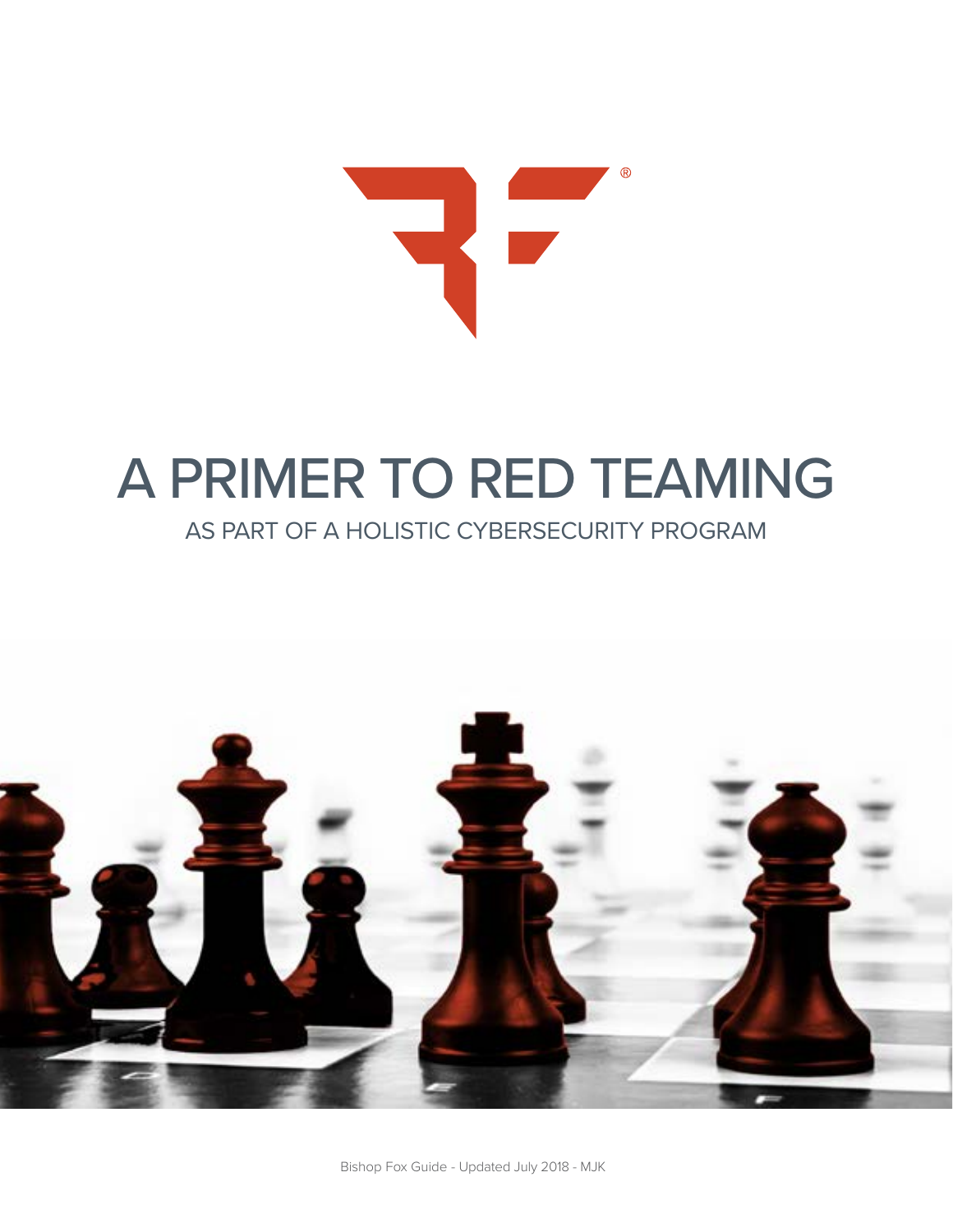# A PRIMER TO RED TEAMING

## AS PART OF A HOLISTIC CYBERSECURITY PROGRAM

Bishop Fox Guide - Updated July 2018 - MJK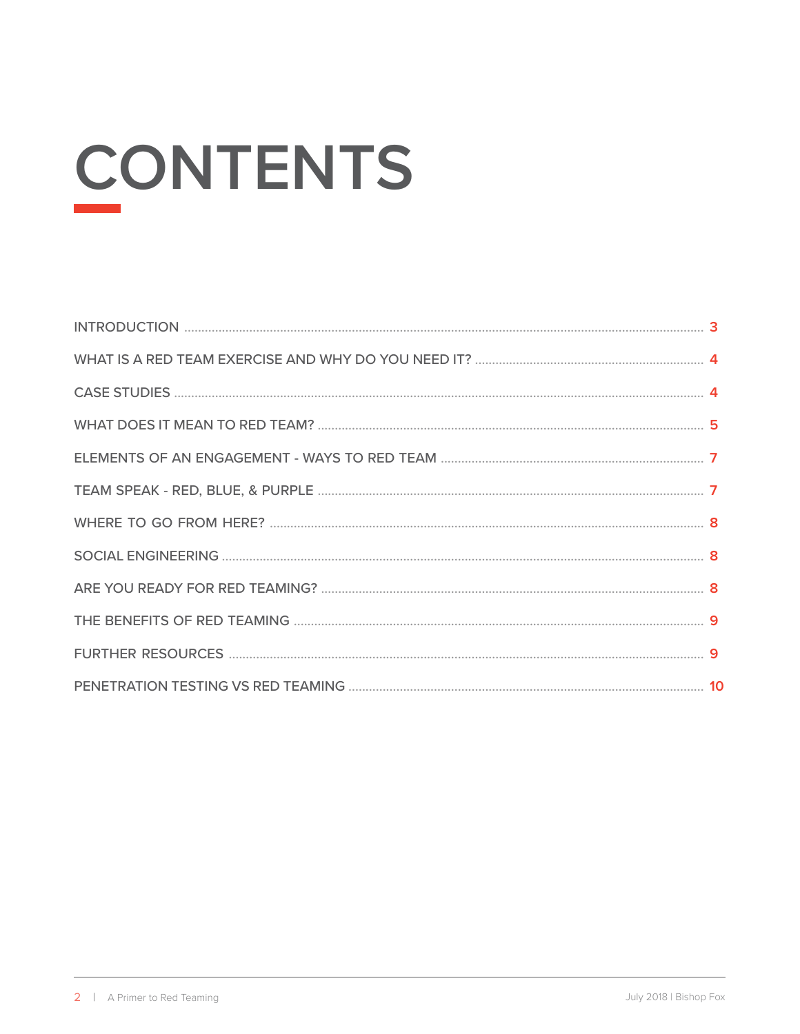# CONTENTS

| Section | Page |
| --- | --- |
| INTRODUCTION | 3 |
| WHAT IS A RED TEAM EXERCISE AND WHY DO YOU NEED IT? | 4 |
| CASE STUDIES | 4 |
| WHAT DOES IT MEAN TO RED TEAM? | 5 |
| ELEMENTS OF AN ENGAGEMENT - WAYS TO RED TEAM | 7 |
| TEAM SPEAK - RED, BLUE, & PURPLE | 7 |
| WHERE TO GO FROM HERE? | 8 |
| SOCIAL ENGINEERING | 8 |
| ARE YOU READY FOR RED TEAMING? | 8 |
| THE BENEFITS OF RED TEAMING | 9 |
| FURTHER RESOURCES | 9 |
| PENETRATION TESTING VS RED TEAMING | 10 |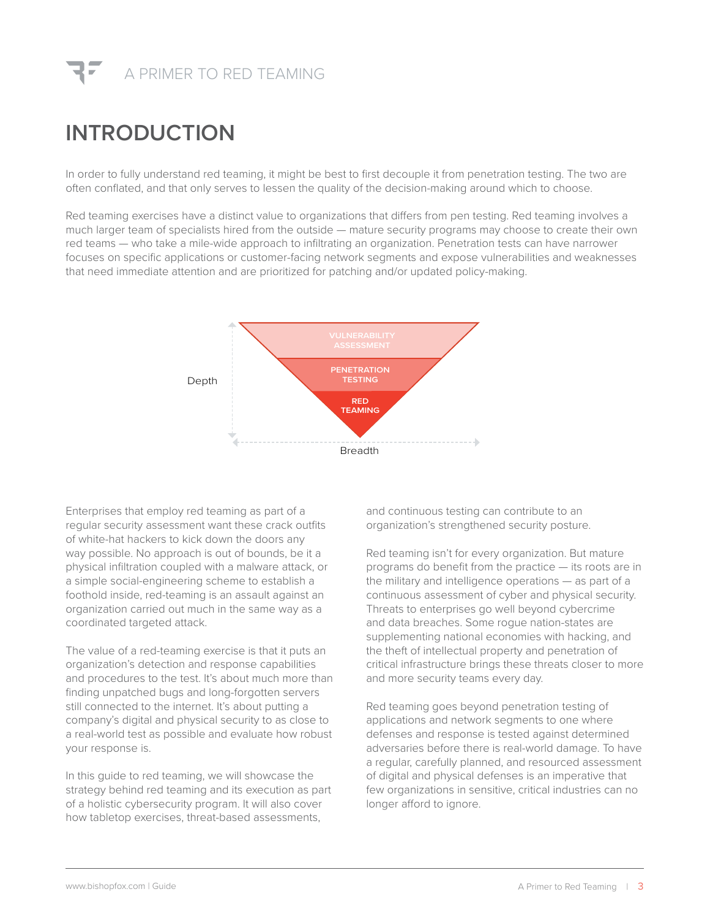# INTRODUCTION

In order to fully understand red teaming, it might be best to first decouple it from penetration testing. The two are often conflated, and that only serves to lessen the quality of the decision-making around which to choose.

Red teaming exercises have a distinct value to organizations that differs from pen testing. Red teaming involves a much larger team of specialists hired from the outside — mature security programs may choose to create their own red teams — who take a mile-wide approach to infiltrating an organization. Penetration tests can have narrower focuses on specific applications or customer-facing network segments and expose vulnerabilities and weaknesses that need immediate attention and are prioritized for patching and/or updated policy-making.

VULNERABILITY ASSESSMENT

PENETRATION TESTING

RED TEAMING

Depth

Breadth

Enterprises that employ red teaming as part of a regular security assessment want these crack outfits of white-hat hackers to kick down the doors any way possible. No approach is out of bounds, be it a physical infiltration coupled with a malware attack, or a simple social-engineering scheme to establish a foothold inside, red-teaming is an assault against an organization carried out much in the same way as a coordinated targeted attack.

The value of a red-teaming exercise is that it puts an organization's detection and response capabilities and procedures to the test. It's about much more than finding unpatched bugs and long-forgotten servers still connected to the internet. It's about putting a company's digital and physical security to as close to a real-world test as possible and evaluate how robust your response is.

In this guide to red teaming, we will showcase the strategy behind red teaming and its execution as part of a holistic cybersecurity program. It will also cover how tabletop exercises, threat-based assessments, and continuous testing can contribute to an organization's strengthened security posture.

Red teaming isn't for every organization. But mature programs do benefit from the practice — its roots are in the military and intelligence operations — as part of a continuous assessment of cyber and physical security. Threats to enterprises go well beyond cybercrime and data breaches. Some rogue nation-states are supplementing national economies with hacking, and the theft of intellectual property and penetration of critical infrastructure brings these threats closer to more and more security teams every day.

Red teaming goes beyond penetration testing of applications and network segments to one where defenses and response is tested against determined adversaries before there is real-world damage. To have a regular, carefully planned, and resourced assessment of digital and physical defenses is an imperative that few organizations in sensitive, critical industries can no longer afford to ignore.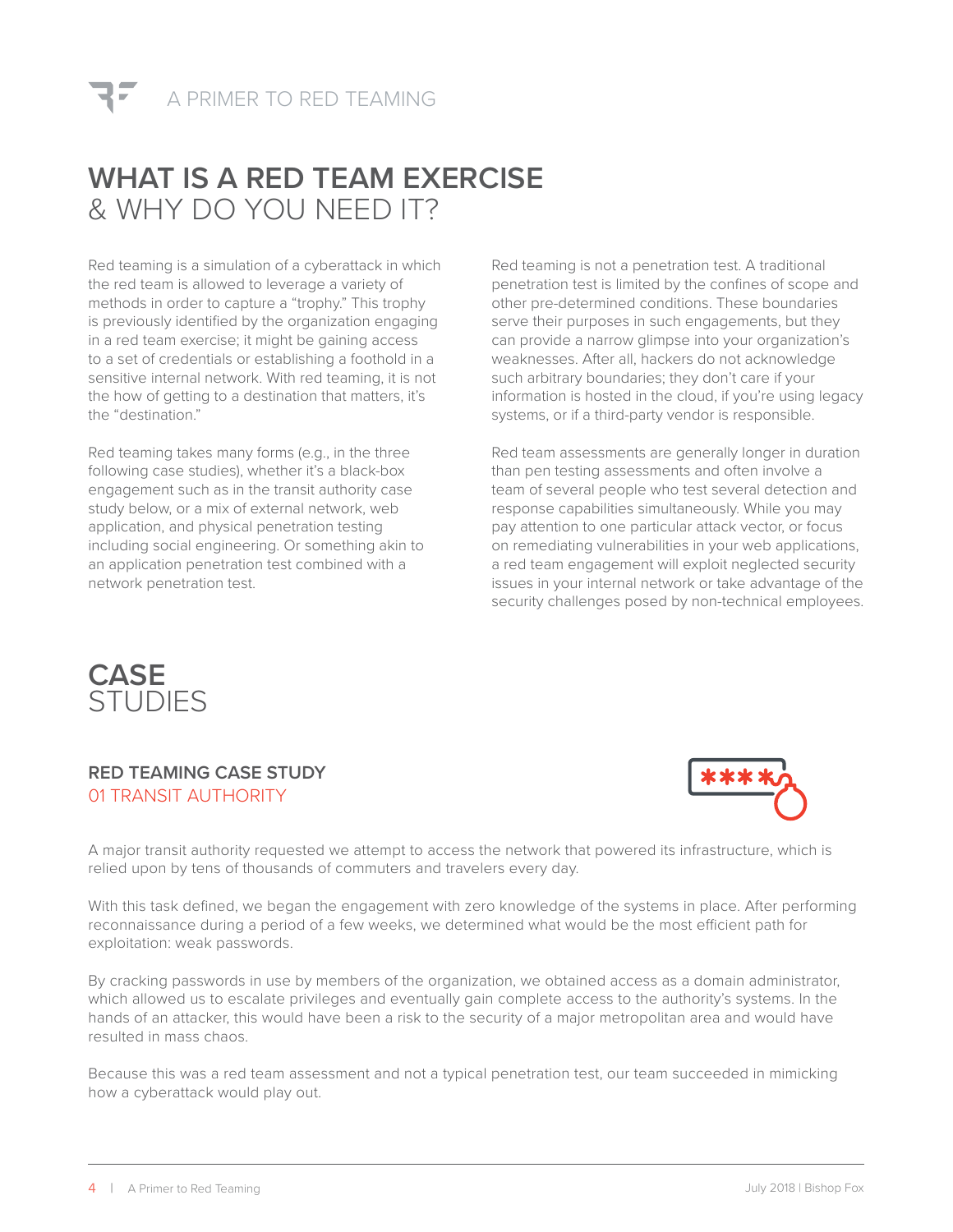# WHAT IS A RED TEAM EXERCISE & WHY DO YOU NEED IT?

Red teaming is a simulation of a cyberattack in which the red team is allowed to leverage a variety of methods in order to capture a "trophy." This trophy is previously identified by the organization engaging in a red team exercise; it might be gaining access to a set of credentials or establishing a foothold in a sensitive internal network. With red teaming, it is not the how of getting to a destination that matters, it's the "destination."

Red teaming takes many forms (e.g., in the three following case studies), whether it's a black-box engagement such as in the transit authority case study below, or a mix of external network, web application, and physical penetration testing including social engineering. Or something akin to an application penetration test combined with a network penetration test.

Red teaming is not a penetration test. A traditional penetration test is limited by the confines of scope and other pre-determined conditions. These boundaries serve their purposes in such engagements, but they can provide a narrow glimpse into your organization's weaknesses. After all, hackers do not acknowledge such arbitrary boundaries; they don't care if your information is hosted in the cloud, if you're using legacy systems, or if a third-party vendor is responsible.

Red team assessments are generally longer in duration than pen testing assessments and often involve a team of several people who test several detection and response capabilities simultaneously. While you may pay attention to one particular attack vector, or focus on remediating vulnerabilities in your web applications, a red team engagement will exploit neglected security issues in your internal network or take advantage of the security challenges posed by non-technical employees.

# CASE STUDIES

## RED TEAMING CASE STUDY
### 01 TRANSIT AUTHORITY

A major transit authority requested we attempt to access the network that powered its infrastructure, which is relied upon by tens of thousands of commuters and travelers every day.

With this task defined, we began the engagement with zero knowledge of the systems in place. After performing reconnaissance during a period of a few weeks, we determined what would be the most efficient path for exploitation: weak passwords.

By cracking passwords in use by members of the organization, we obtained access as a domain administrator, which allowed us to escalate privileges and eventually gain complete access to the authority's systems. In the hands of an attacker, this would have been a risk to the security of a major metropolitan area and would have resulted in mass chaos.

Because this was a red team assessment and not a typical penetration test, our team succeeded in mimicking how a cyberattack would play out.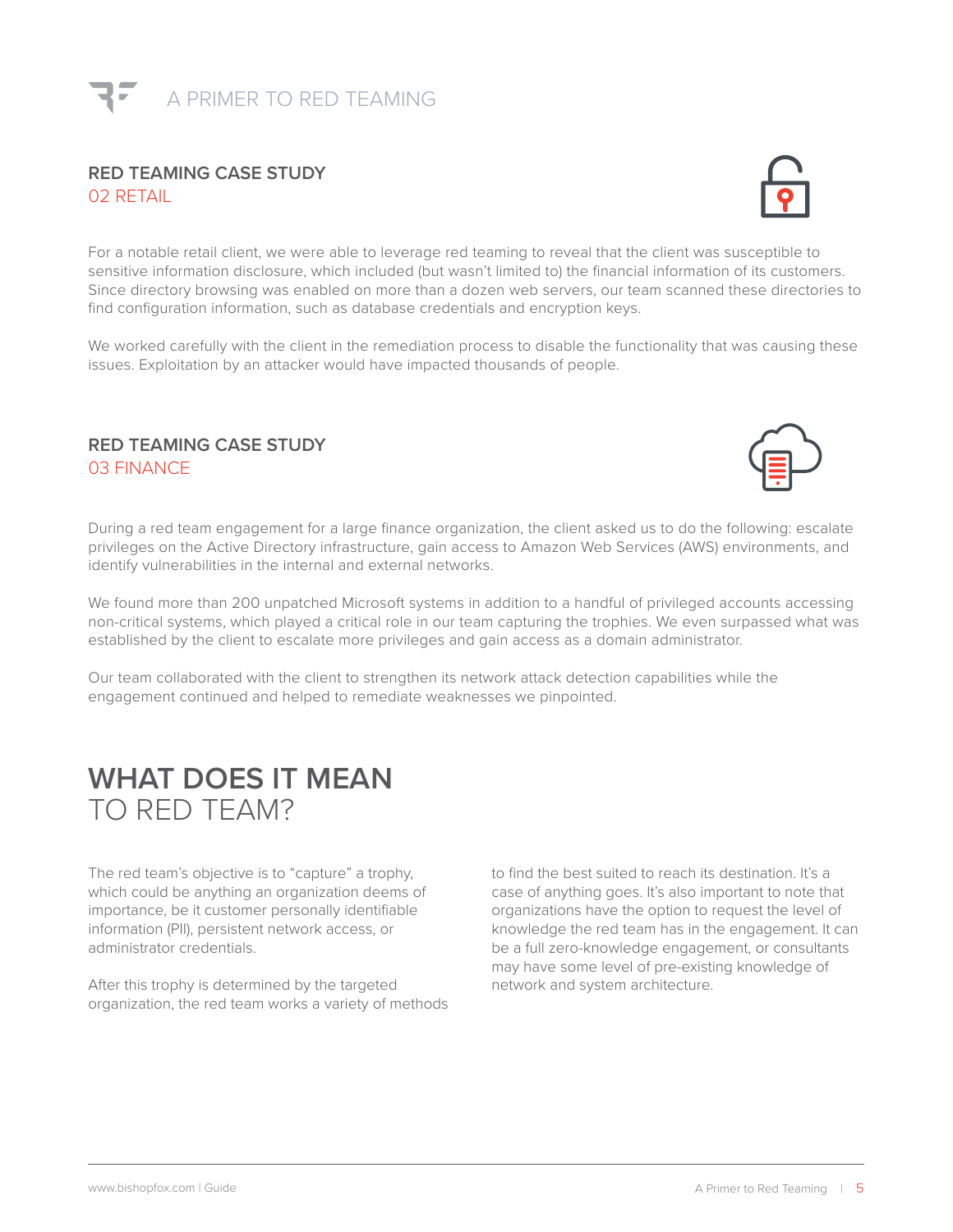## RED TEAMING CASE STUDY
### 02 RETAIL

For a notable retail client, we were able to leverage red teaming to reveal that the client was susceptible to sensitive information disclosure, which included (but wasn't limited to) the financial information of its customers. Since directory browsing was enabled on more than a dozen web servers, our team scanned these directories to find configuration information, such as database credentials and encryption keys.

We worked carefully with the client in the remediation process to disable the functionality that was causing these issues. Exploitation by an attacker would have impacted thousands of people.

## RED TEAMING CASE STUDY
### 03 FINANCE

During a red team engagement for a large finance organization, the client asked us to do the following: escalate privileges on the Active Directory infrastructure, gain access to Amazon Web Services (AWS) environments, and identify vulnerabilities in the internal and external networks.

We found more than 200 unpatched Microsoft systems in addition to a handful of privileged accounts accessing non-critical systems, which played a critical role in our team capturing the trophies. We even surpassed what was established by the client to escalate more privileges and gain access as a domain administrator.

Our team collaborated with the client to strengthen its network attack detection capabilities while the engagement continued and helped to remediate weaknesses we pinpointed.

# WHAT DOES IT MEAN TO RED TEAM?

The red team's objective is to "capture" a trophy, which could be anything an organization deems of importance, be it customer personally identifiable information (PII), persistent network access, or administrator credentials.

After this trophy is determined by the targeted organization, the red team works a variety of methods to find the best suited to reach its destination. It's a case of anything goes. It's also important to note that organizations have the option to request the level of knowledge the red team has in the engagement. It can be a full zero-knowledge engagement, or consultants may have some level of pre-existing knowledge of network and system architecture.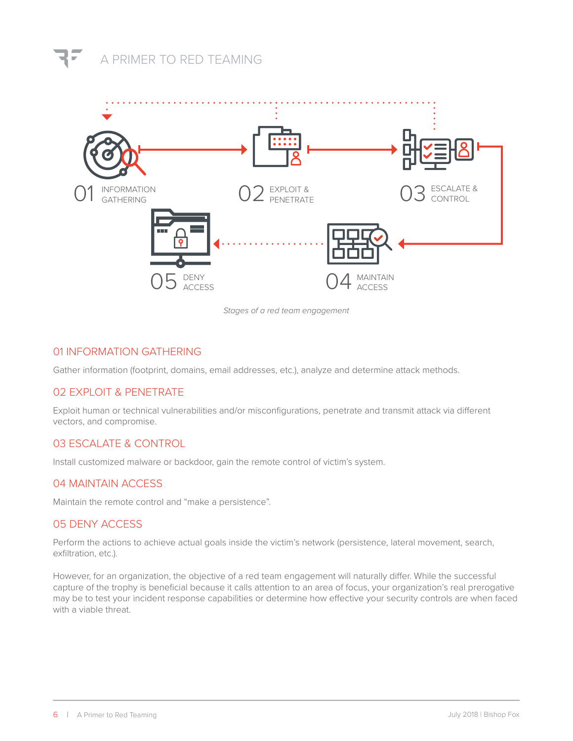01 INFORMATION GATHERING

02 EXPLOIT & PENETRATE

03 ESCALATE & CONTROL

04 MAINTAIN ACCESS

05 DENY ACCESS

*Stages of a red team engagement*

## 01 INFORMATION GATHERING

Gather information (footprint, domains, email addresses, etc.), analyze and determine attack methods.

## 02 EXPLOIT & PENETRATE

Exploit human or technical vulnerabilities and/or misconfigurations, penetrate and transmit attack via different vectors, and compromise.

## 03 ESCALATE & CONTROL

Install customized malware or backdoor, gain the remote control of victim's system.

## 04 MAINTAIN ACCESS

Maintain the remote control and "make a persistence".

## 05 DENY ACCESS

Perform the actions to achieve actual goals inside the victim's network (persistence, lateral movement, search, exfiltration, etc.).

However, for an organization, the objective of a red team engagement will naturally differ. While the successful capture of the trophy is beneficial because it calls attention to an area of focus, your organization's real prerogative may be to test your incident response capabilities or determine how effective your security controls are when faced with a viable threat.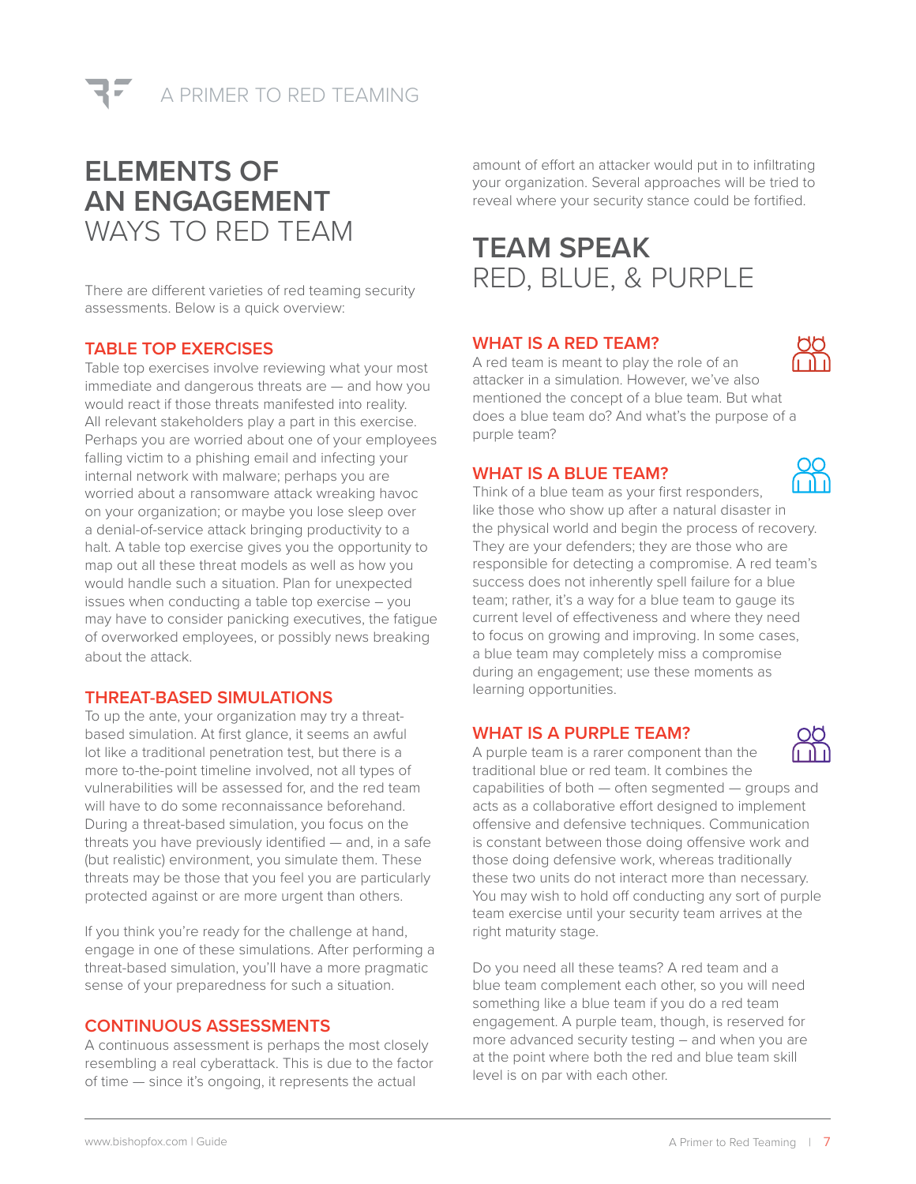# ELEMENTS OF AN ENGAGEMENT
## WAYS TO RED TEAM

There are different varieties of red teaming security assessments. Below is a quick overview:

### TABLE TOP EXERCISES

Table top exercises involve reviewing what your most immediate and dangerous threats are — and how you would react if those threats manifested into reality. All relevant stakeholders play a part in this exercise. Perhaps you are worried about one of your employees falling victim to a phishing email and infecting your internal network with malware; perhaps you are worried about a ransomware attack wreaking havoc on your organization; or maybe you lose sleep over a denial-of-service attack bringing productivity to a halt. A table top exercise gives you the opportunity to map out all these threat models as well as how you would handle such a situation. Plan for unexpected issues when conducting a table top exercise – you may have to consider panicking executives, the fatigue of overworked employees, or possibly news breaking about the attack.

### THREAT-BASED SIMULATIONS

To up the ante, your organization may try a threat-based simulation. At first glance, it seems an awful lot like a traditional penetration test, but there is a more to-the-point timeline involved, not all types of vulnerabilities will be assessed for, and the red team will have to do some reconnaissance beforehand. During a threat-based simulation, you focus on the threats you have previously identified — and, in a safe (but realistic) environment, you simulate them. These threats may be those that you feel you are particularly protected against or are more urgent than others.

If you think you're ready for the challenge at hand, engage in one of these simulations. After performing a threat-based simulation, you'll have a more pragmatic sense of your preparedness for such a situation.

### CONTINUOUS ASSESSMENTS

A continuous assessment is perhaps the most closely resembling a real cyberattack. This is due to the factor of time — since it's ongoing, it represents the actual amount of effort an attacker would put in to infiltrating your organization. Several approaches will be tried to reveal where your security stance could be fortified.

# TEAM SPEAK
## RED, BLUE, & PURPLE

### WHAT IS A RED TEAM?

A red team is meant to play the role of an attacker in a simulation. However, we've also mentioned the concept of a blue team. But what does a blue team do? And what's the purpose of a purple team?

### WHAT IS A BLUE TEAM?

Think of a blue team as your first responders, like those who show up after a natural disaster in the physical world and begin the process of recovery. They are your defenders; they are those who are responsible for detecting a compromise. A red team's success does not inherently spell failure for a blue team; rather, it's a way for a blue team to gauge its current level of effectiveness and where they need to focus on growing and improving. In some cases, a blue team may completely miss a compromise during an engagement; use these moments as learning opportunities.

### WHAT IS A PURPLE TEAM?

A purple team is a rarer component than the traditional blue or red team. It combines the capabilities of both — often segmented — groups and acts as a collaborative effort designed to implement offensive and defensive techniques. Communication is constant between those doing offensive work and those doing defensive work, whereas traditionally these two units do not interact more than necessary. You may wish to hold off conducting any sort of purple team exercise until your security team arrives at the right maturity stage.

Do you need all these teams? A red team and a blue team complement each other, so you will need something like a blue team if you do a red team engagement. A purple team, though, is reserved for more advanced security testing – and when you are at the point where both the red and blue team skill level is on par with each other.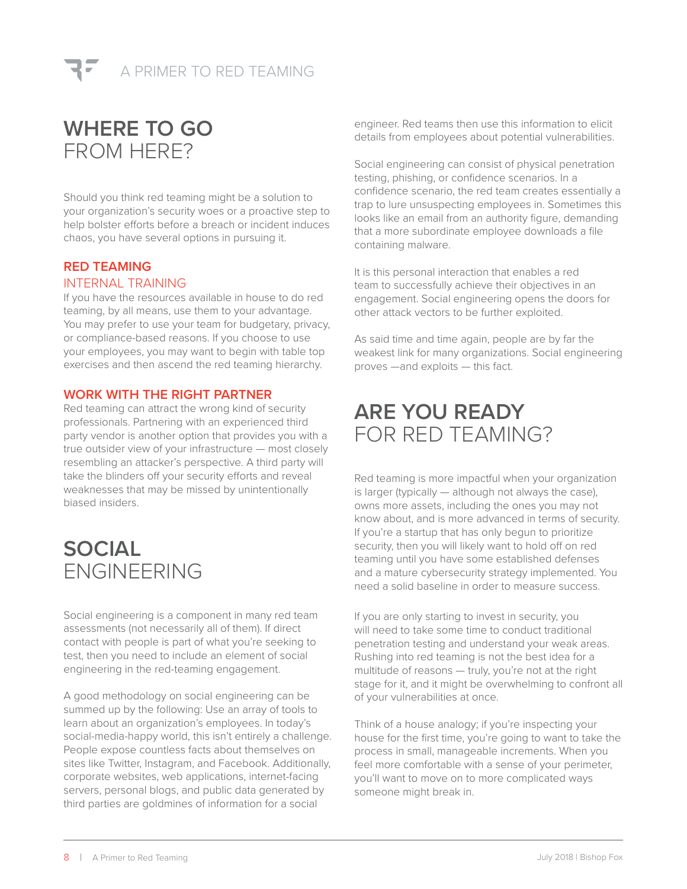## WHERE TO GO FROM HERE?

Should you think red teaming might be a solution to your organization's security woes or a proactive step to help bolster efforts before a breach or incident induces chaos, you have several options in pursuing it.

### RED TEAMING INTERNAL TRAINING

If you have the resources available in house to do red teaming, by all means, use them to your advantage. You may prefer to use your team for budgetary, privacy, or compliance-based reasons. If you choose to use your employees, you may want to begin with table top exercises and then ascend the red teaming hierarchy.

### WORK WITH THE RIGHT PARTNER

Red teaming can attract the wrong kind of security professionals. Partnering with an experienced third party vendor is another option that provides you with a true outsider view of your infrastructure — most closely resembling an attacker's perspective. A third party will take the blinders off your security efforts and reveal weaknesses that may be missed by unintentionally biased insiders.

## SOCIAL ENGINEERING

Social engineering is a component in many red team assessments (not necessarily all of them). If direct contact with people is part of what you're seeking to test, then you need to include an element of social engineering in the red-teaming engagement.

A good methodology on social engineering can be summed up by the following: Use an array of tools to learn about an organization's employees. In today's social-media-happy world, this isn't entirely a challenge. People expose countless facts about themselves on sites like Twitter, Instagram, and Facebook. Additionally, corporate websites, web applications, internet-facing servers, personal blogs, and public data generated by third parties are goldmines of information for a social engineer. Red teams then use this information to elicit details from employees about potential vulnerabilities.

Social engineering can consist of physical penetration testing, phishing, or confidence scenarios. In a confidence scenario, the red team creates essentially a trap to lure unsuspecting employees in. Sometimes this looks like an email from an authority figure, demanding that a more subordinate employee downloads a file containing malware.

It is this personal interaction that enables a red team to successfully achieve their objectives in an engagement. Social engineering opens the doors for other attack vectors to be further exploited.

As said time and time again, people are by far the weakest link for many organizations. Social engineering proves —and exploits — this fact.

## ARE YOU READY FOR RED TEAMING?

Red teaming is more impactful when your organization is larger (typically — although not always the case), owns more assets, including the ones you may not know about, and is more advanced in terms of security. If you're a startup that has only begun to prioritize security, then you will likely want to hold off on red teaming until you have some established defenses and a mature cybersecurity strategy implemented. You need a solid baseline in order to measure success.

If you are only starting to invest in security, you will need to take some time to conduct traditional penetration testing and understand your weak areas. Rushing into red teaming is not the best idea for a multitude of reasons — truly, you're not at the right stage for it, and it might be overwhelming to confront all of your vulnerabilities at once.

Think of a house analogy; if you're inspecting your house for the first time, you're going to want to take the process in small, manageable increments. When you feel more comfortable with a sense of your perimeter, you'll want to move on to more complicated ways someone might break in.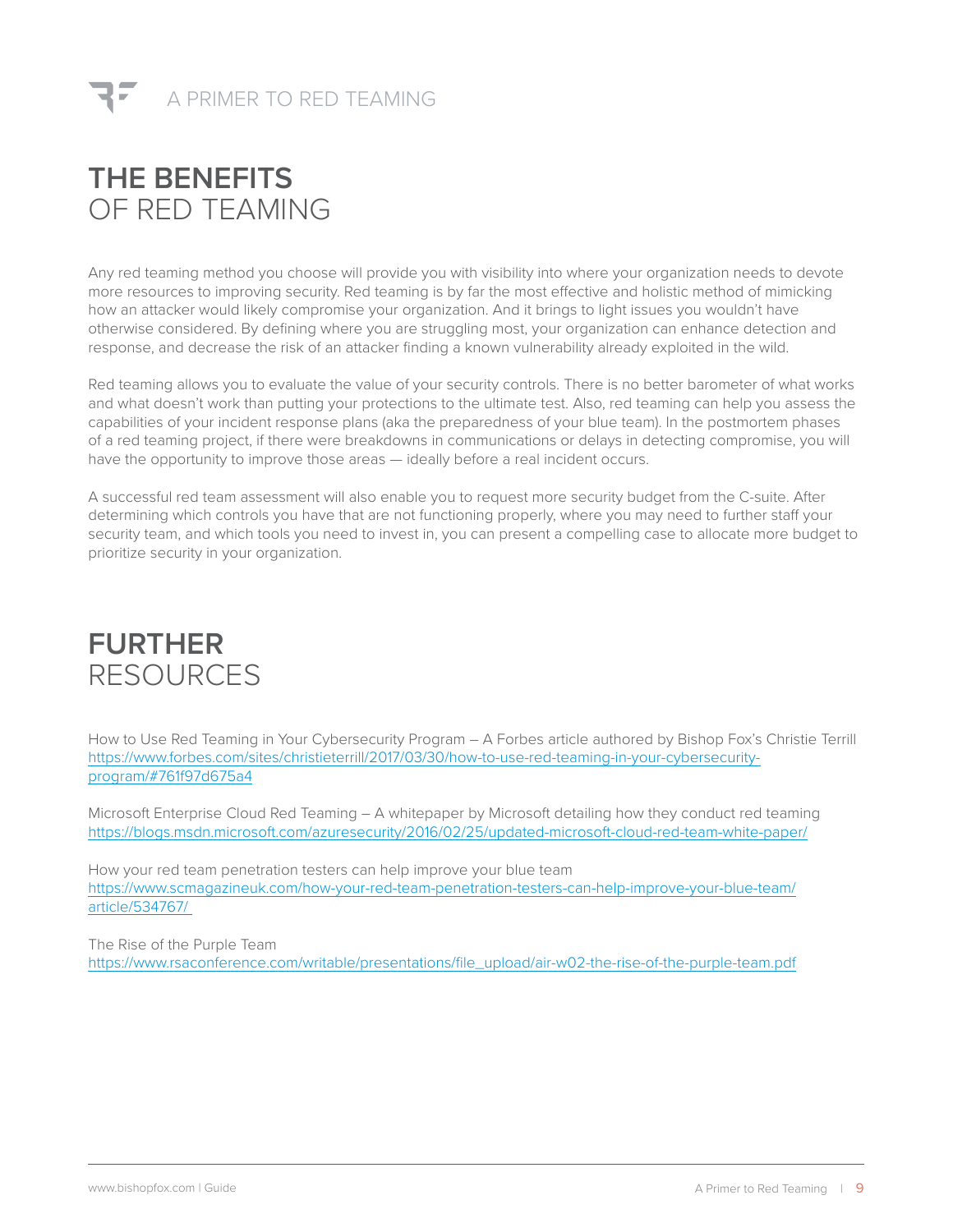# THE BENEFITS OF RED TEAMING

Any red teaming method you choose will provide you with visibility into where your organization needs to devote more resources to improving security. Red teaming is by far the most effective and holistic method of mimicking how an attacker would likely compromise your organization. And it brings to light issues you wouldn't have otherwise considered. By defining where you are struggling most, your organization can enhance detection and response, and decrease the risk of an attacker finding a known vulnerability already exploited in the wild.

Red teaming allows you to evaluate the value of your security controls. There is no better barometer of what works and what doesn't work than putting your protections to the ultimate test. Also, red teaming can help you assess the capabilities of your incident response plans (aka the preparedness of your blue team). In the postmortem phases of a red teaming project, if there were breakdowns in communications or delays in detecting compromise, you will have the opportunity to improve those areas — ideally before a real incident occurs.

A successful red team assessment will also enable you to request more security budget from the C-suite. After determining which controls you have that are not functioning properly, where you may need to further staff your security team, and which tools you need to invest in, you can present a compelling case to allocate more budget to prioritize security in your organization.

# FURTHER RESOURCES

How to Use Red Teaming in Your Cybersecurity Program – A Forbes article authored by Bishop Fox's Christie Terrill
https://www.forbes.com/sites/christieterrill/2017/03/30/how-to-use-red-teaming-in-your-cybersecurity-program/#761f97d675a4

Microsoft Enterprise Cloud Red Teaming – A whitepaper by Microsoft detailing how they conduct red teaming
https://blogs.msdn.microsoft.com/azuresecurity/2016/02/25/updated-microsoft-cloud-red-team-white-paper/

How your red team penetration testers can help improve your blue team
https://www.scmagazineuk.com/how-your-red-team-penetration-testers-can-help-improve-your-blue-team/article/534767/

The Rise of the Purple Team
https://www.rsaconference.com/writable/presentations/file_upload/air-w02-the-rise-of-the-purple-team.pdf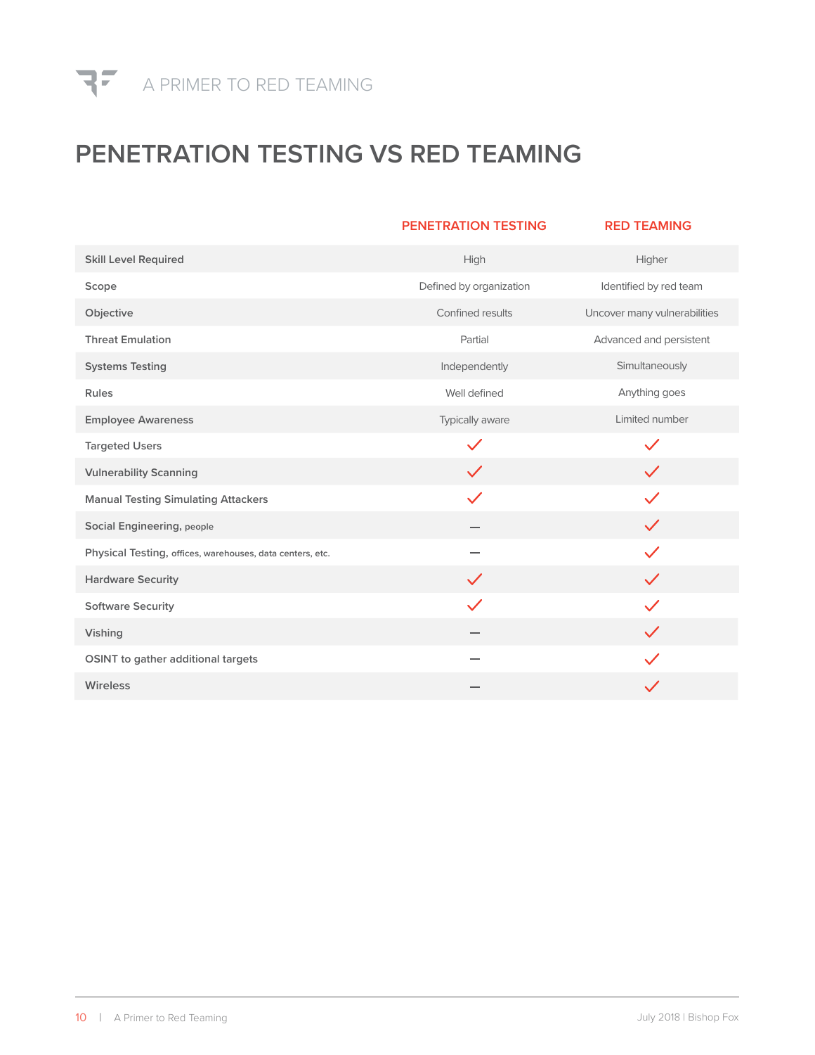# PENETRATION TESTING VS RED TEAMING

| | PENETRATION TESTING | RED TEAMING |
|---|---|---|
| **Skill Level Required** | High | Higher |
| **Scope** | Defined by organization | Identified by red team |
| **Objective** | Confined results | Uncover many vulnerabilities |
| **Threat Emulation** | Partial | Advanced and persistent |
| **Systems Testing** | Independently | Simultaneously |
| **Rules** | Well defined | Anything goes |
| **Employee Awareness** | Typically aware | Limited number |
| **Targeted Users** | ✓ | ✓ |
| **Vulnerability Scanning** | ✓ | ✓ |
| **Manual Testing Simulating Attackers** | ✓ | ✓ |
| **Social Engineering,** people | – | ✓ |
| **Physical Testing,** offices, warehouses, data centers, etc. | – | ✓ |
| **Hardware Security** | ✓ | ✓ |
| **Software Security** | ✓ | ✓ |
| **Vishing** | – | ✓ |
| **OSINT to gather additional targets** | – | ✓ |
| **Wireless** | – | ✓ |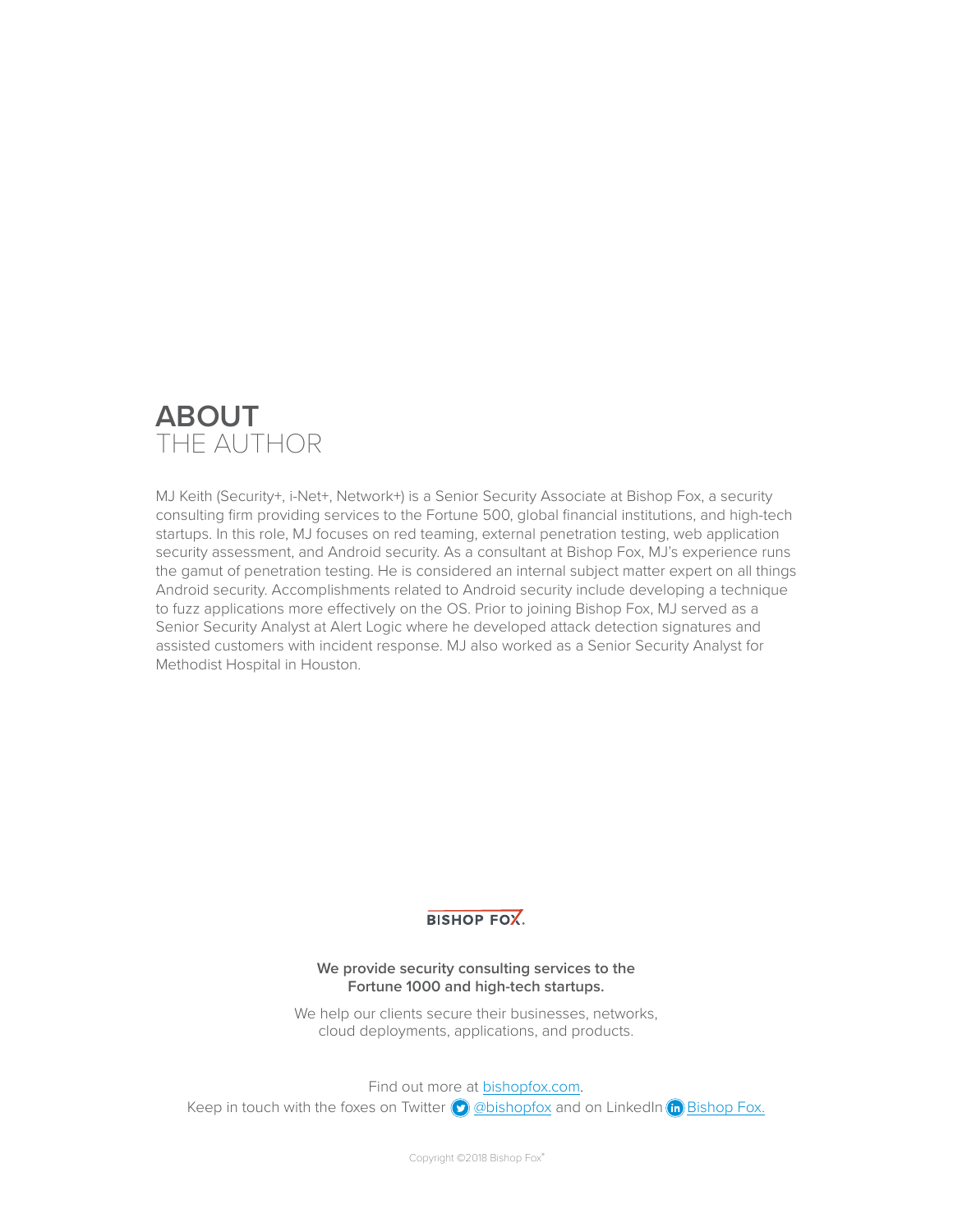# ABOUT THE AUTHOR

MJ Keith (Security+, i-Net+, Network+) is a Senior Security Associate at Bishop Fox, a security consulting firm providing services to the Fortune 500, global financial institutions, and high-tech startups. In this role, MJ focuses on red teaming, external penetration testing, web application security assessment, and Android security. As a consultant at Bishop Fox, MJ's experience runs the gamut of penetration testing. He is considered an internal subject matter expert on all things Android security. Accomplishments related to Android security include developing a technique to fuzz applications more effectively on the OS. Prior to joining Bishop Fox, MJ served as a Senior Security Analyst at Alert Logic where he developed attack detection signatures and assisted customers with incident response. MJ also worked as a Senior Security Analyst for Methodist Hospital in Houston.

BISHOP FOX.

**We provide security consulting services to the Fortune 1000 and high-tech startups.**

We help our clients secure their businesses, networks, cloud deployments, applications, and products.

Find out more at bishopfox.com.
Keep in touch with the foxes on Twitter @bishopfox and on LinkedIn Bishop Fox.

Copyright ©2018 Bishop Fox®